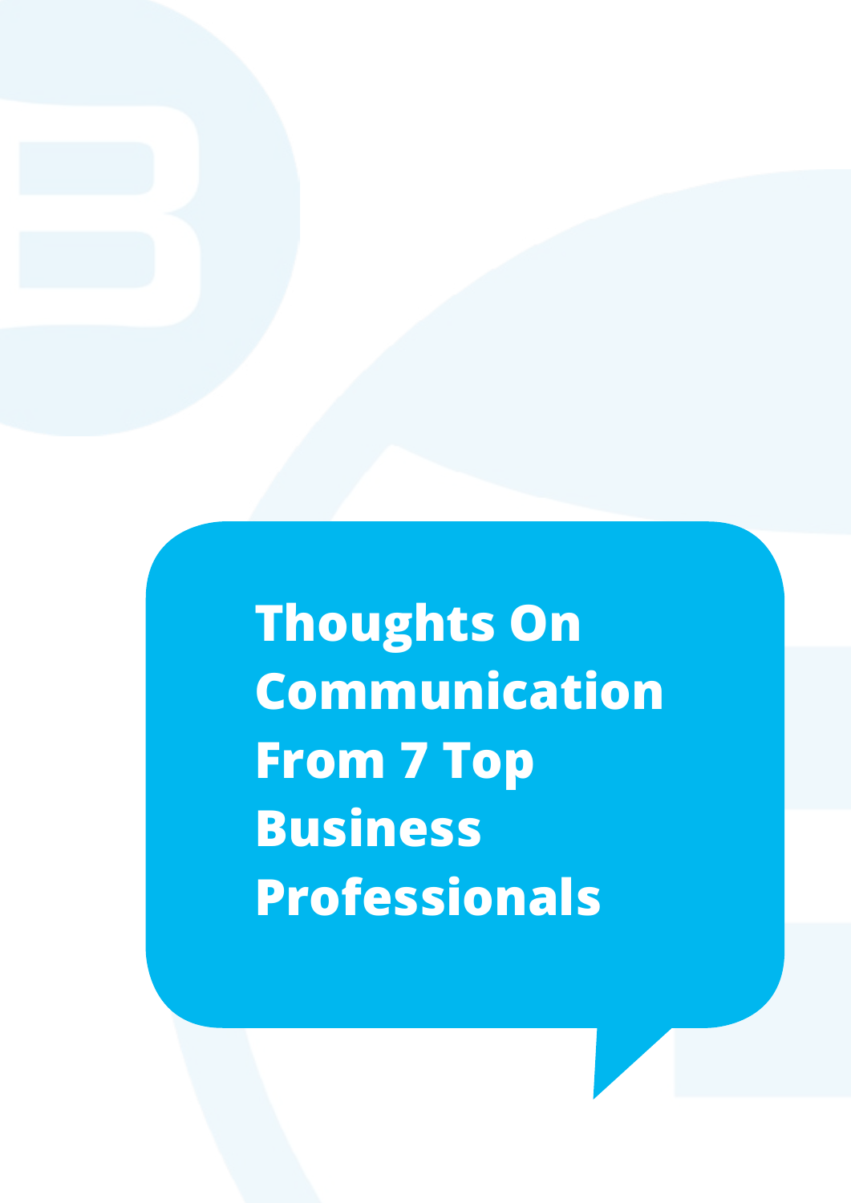# Thoughts On Communication From 7 Top Business Professionals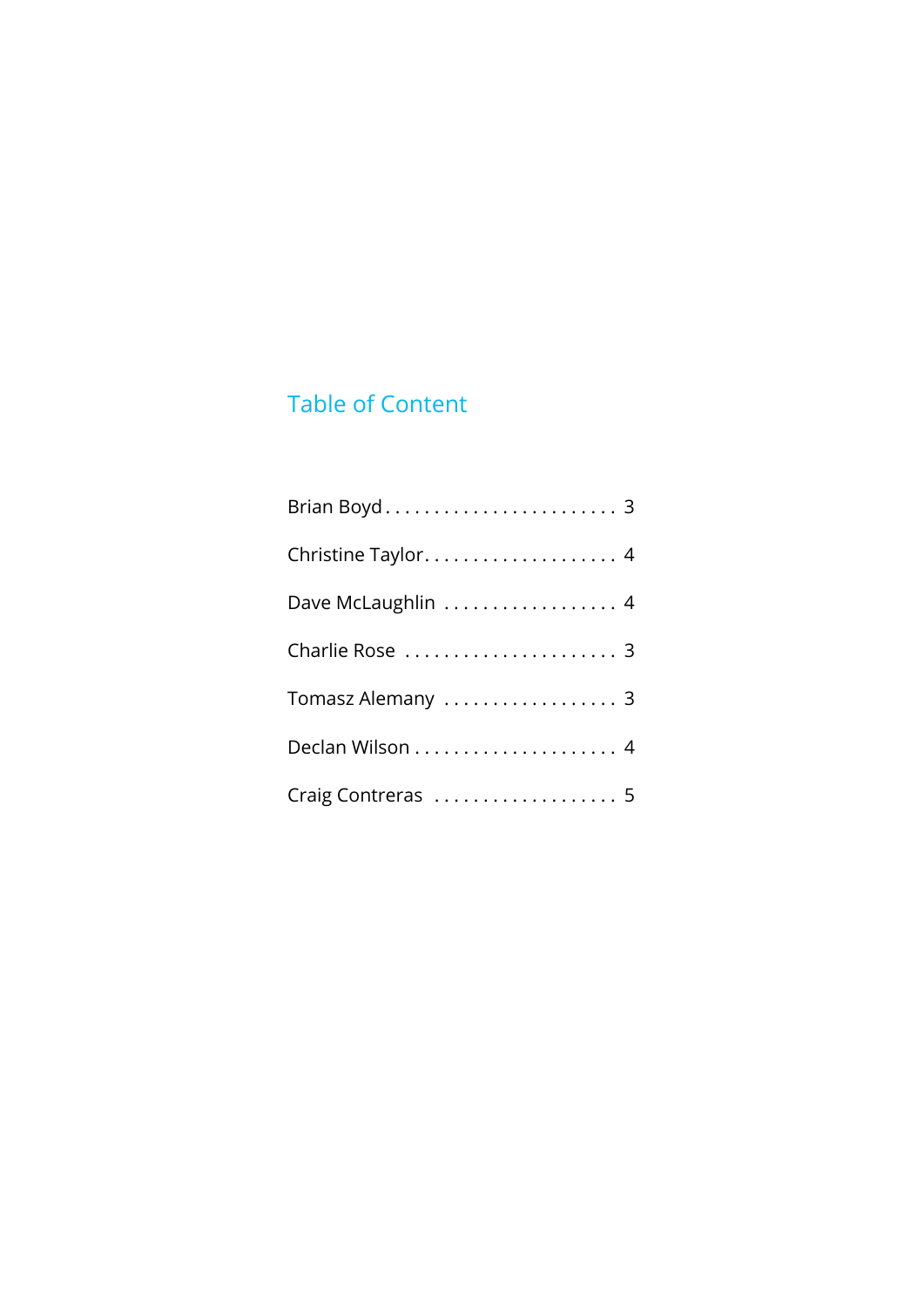## Table of Content

Brian Boyd . . . . . . . . . . . . . . . . . . . . . . . . 3

Christine Taylor . . . . . . . . . . . . . . . . . . . . 4

Dave McLaughlin . . . . . . . . . . . . . . . . . . 4

Charlie Rose . . . . . . . . . . . . . . . . . . . . . . 3

Tomasz Alemany . . . . . . . . . . . . . . . . . . 3

Declan Wilson . . . . . . . . . . . . . . . . . . . . . 4

Craig Contreras . . . . . . . . . . . . . . . . . . . 5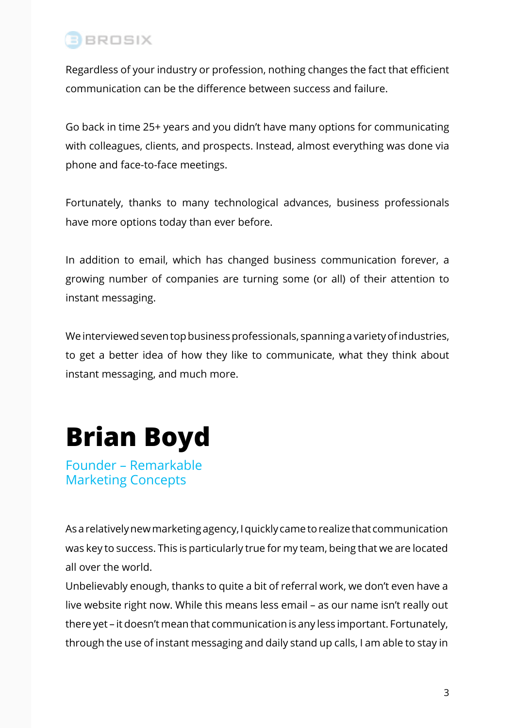Regardless of your industry or profession, nothing changes the fact that efficient communication can be the difference between success and failure.

Go back in time 25+ years and you didn't have many options for communicating with colleagues, clients, and prospects. Instead, almost everything was done via phone and face-to-face meetings.

Fortunately, thanks to many technological advances, business professionals have more options today than ever before.

In addition to email, which has changed business communication forever, a growing number of companies are turning some (or all) of their attention to instant messaging.

We interviewed seven top business professionals, spanning a variety of industries, to get a better idea of how they like to communicate, what they think about instant messaging, and much more.

# Brian Boyd

Founder – Remarkable Marketing Concepts

As a relatively new marketing agency, I quickly came to realize that communication was key to success. This is particularly true for my team, being that we are located all over the world.
Unbelievably enough, thanks to quite a bit of referral work, we don't even have a live website right now. While this means less email – as our name isn't really out there yet – it doesn't mean that communication is any less important. Fortunately, through the use of instant messaging and daily stand up calls, I am able to stay in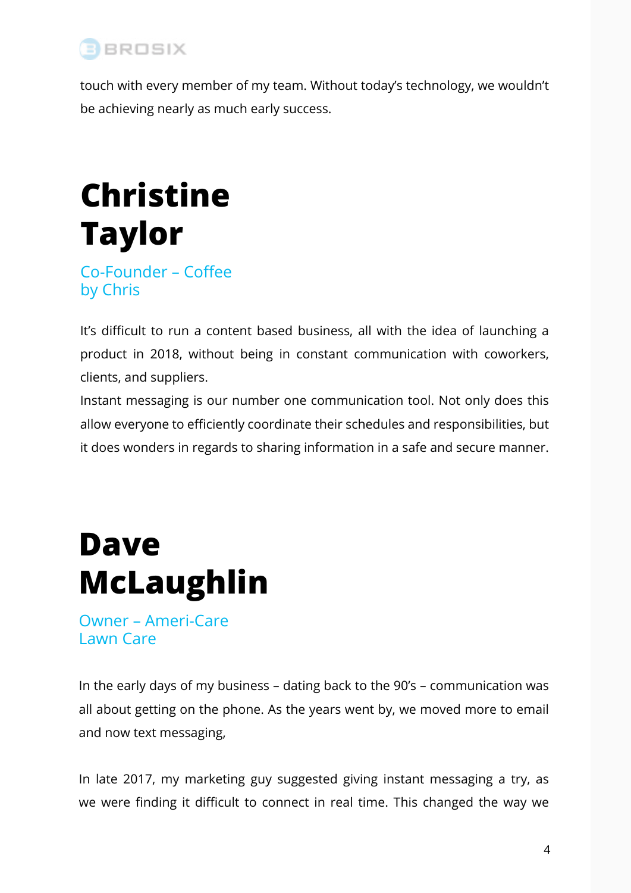touch with every member of my team. Without today's technology, we wouldn't be achieving nearly as much early success.

## Christine Taylor

Co-Founder – Coffee by Chris

It's difficult to run a content based business, all with the idea of launching a product in 2018, without being in constant communication with coworkers, clients, and suppliers.

Instant messaging is our number one communication tool. Not only does this allow everyone to efficiently coordinate their schedules and responsibilities, but it does wonders in regards to sharing information in a safe and secure manner.

## Dave McLaughlin

Owner – Ameri-Care Lawn Care

In the early days of my business – dating back to the 90's – communication was all about getting on the phone. As the years went by, we moved more to email and now text messaging,

In late 2017, my marketing guy suggested giving instant messaging a try, as we were finding it difficult to connect in real time. This changed the way we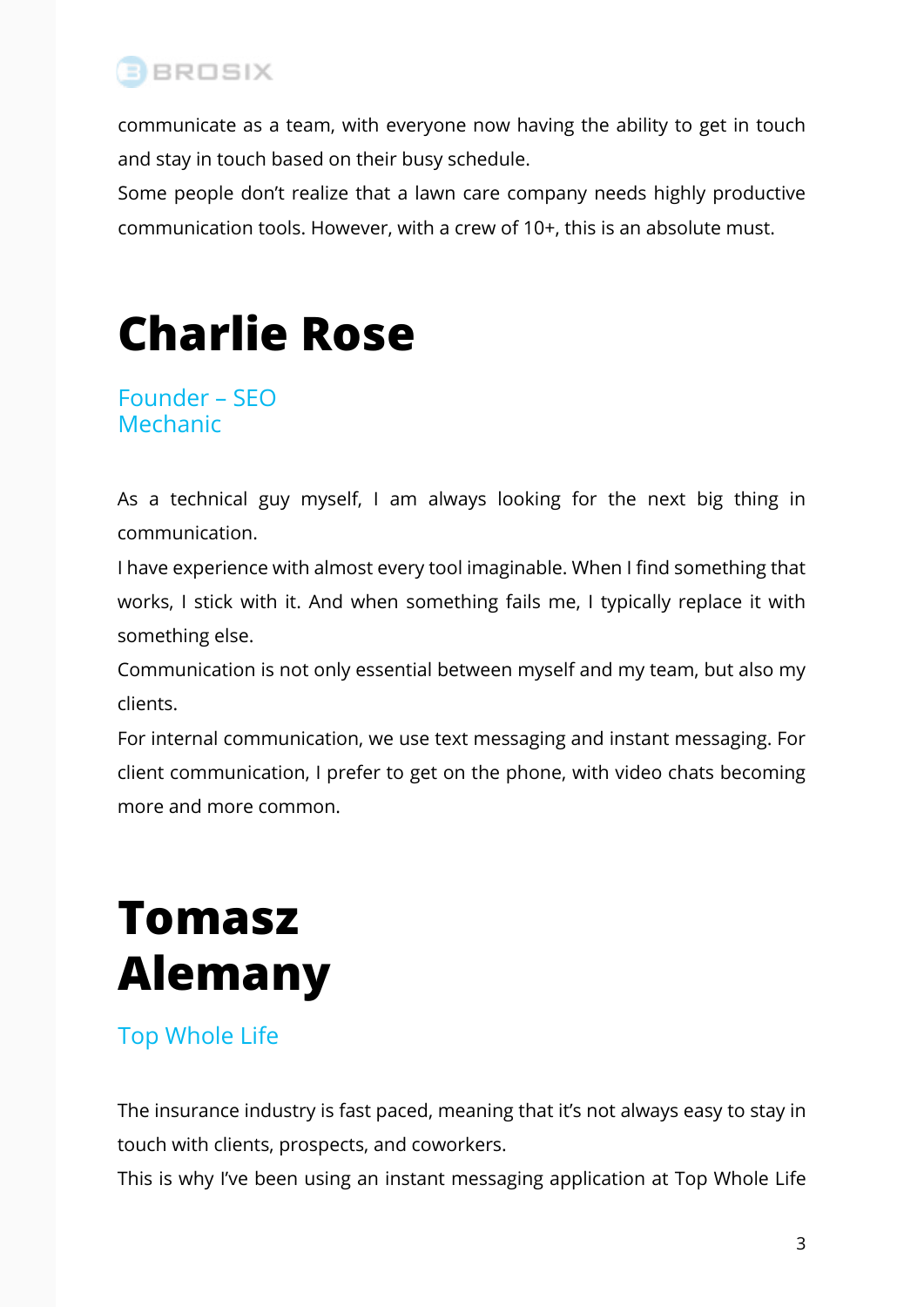communicate as a team, with everyone now having the ability to get in touch and stay in touch based on their busy schedule.

Some people don't realize that a lawn care company needs highly productive communication tools. However, with a crew of 10+, this is an absolute must.

# Charlie Rose

Founder – SEO Mechanic

As a technical guy myself, I am always looking for the next big thing in communication.

I have experience with almost every tool imaginable. When I find something that works, I stick with it. And when something fails me, I typically replace it with something else.

Communication is not only essential between myself and my team, but also my clients.

For internal communication, we use text messaging and instant messaging. For client communication, I prefer to get on the phone, with video chats becoming more and more common.

# Tomasz Alemany

Top Whole Life

The insurance industry is fast paced, meaning that it's not always easy to stay in touch with clients, prospects, and coworkers.

This is why I've been using an instant messaging application at Top Whole Life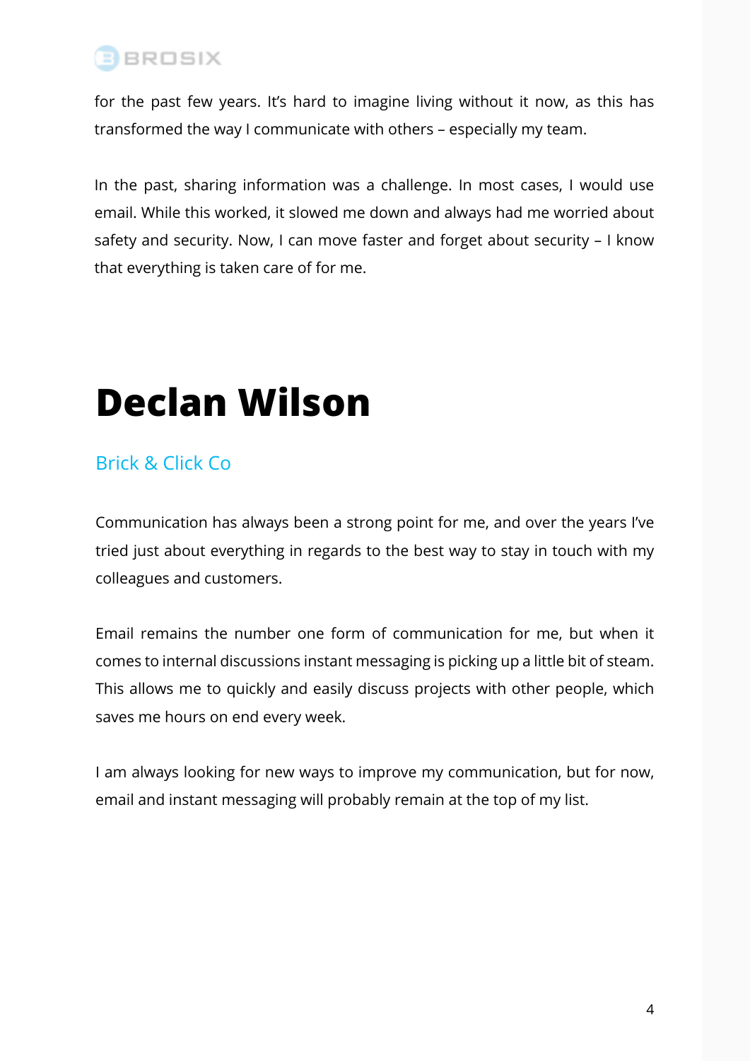for the past few years. It's hard to imagine living without it now, as this has transformed the way I communicate with others – especially my team.

In the past, sharing information was a challenge. In most cases, I would use email. While this worked, it slowed me down and always had me worried about safety and security. Now, I can move faster and forget about security – I know that everything is taken care of for me.

# Declan Wilson

## Brick & Click Co

Communication has always been a strong point for me, and over the years I've tried just about everything in regards to the best way to stay in touch with my colleagues and customers.

Email remains the number one form of communication for me, but when it comes to internal discussions instant messaging is picking up a little bit of steam. This allows me to quickly and easily discuss projects with other people, which saves me hours on end every week.

I am always looking for new ways to improve my communication, but for now, email and instant messaging will probably remain at the top of my list.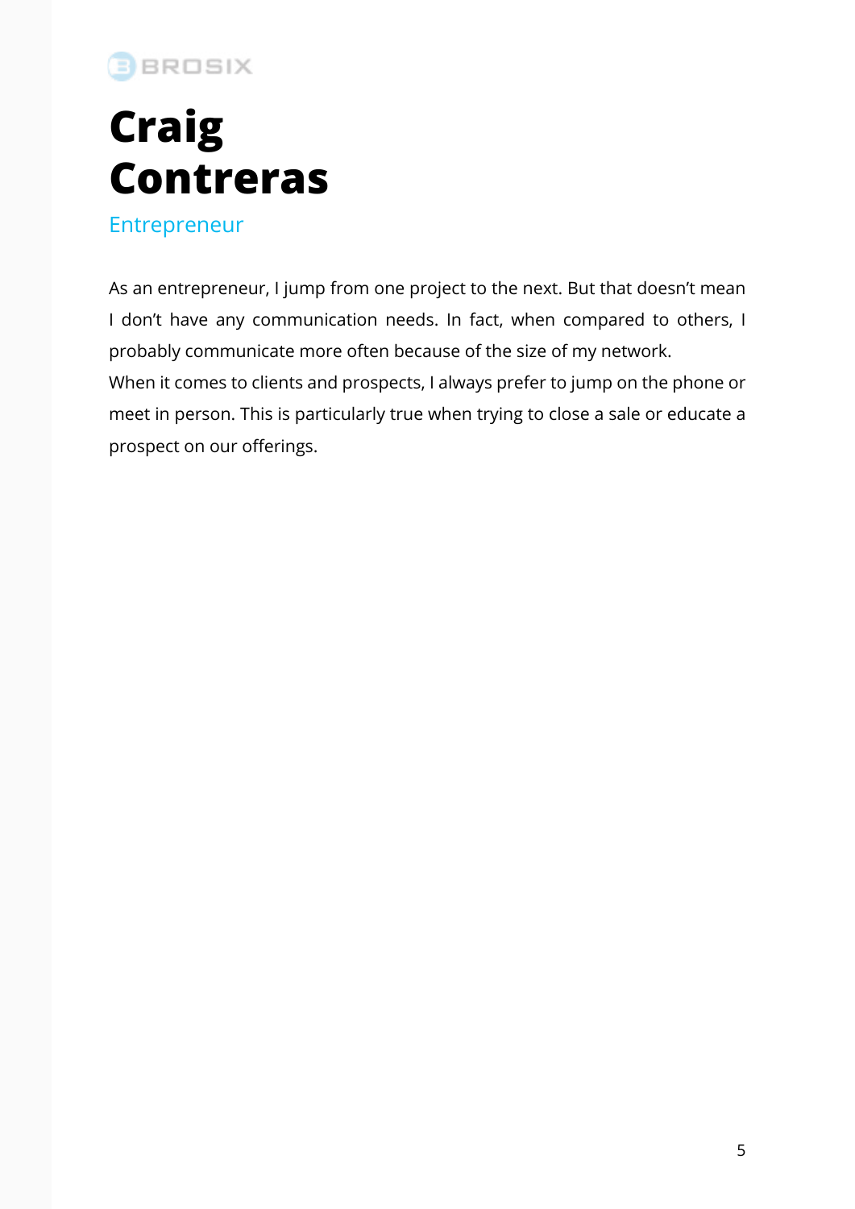# Craig Contreras

Entrepreneur

As an entrepreneur, I jump from one project to the next. But that doesn't mean I don't have any communication needs. In fact, when compared to others, I probably communicate more often because of the size of my network.

When it comes to clients and prospects, I always prefer to jump on the phone or meet in person. This is particularly true when trying to close a sale or educate a prospect on our offerings.